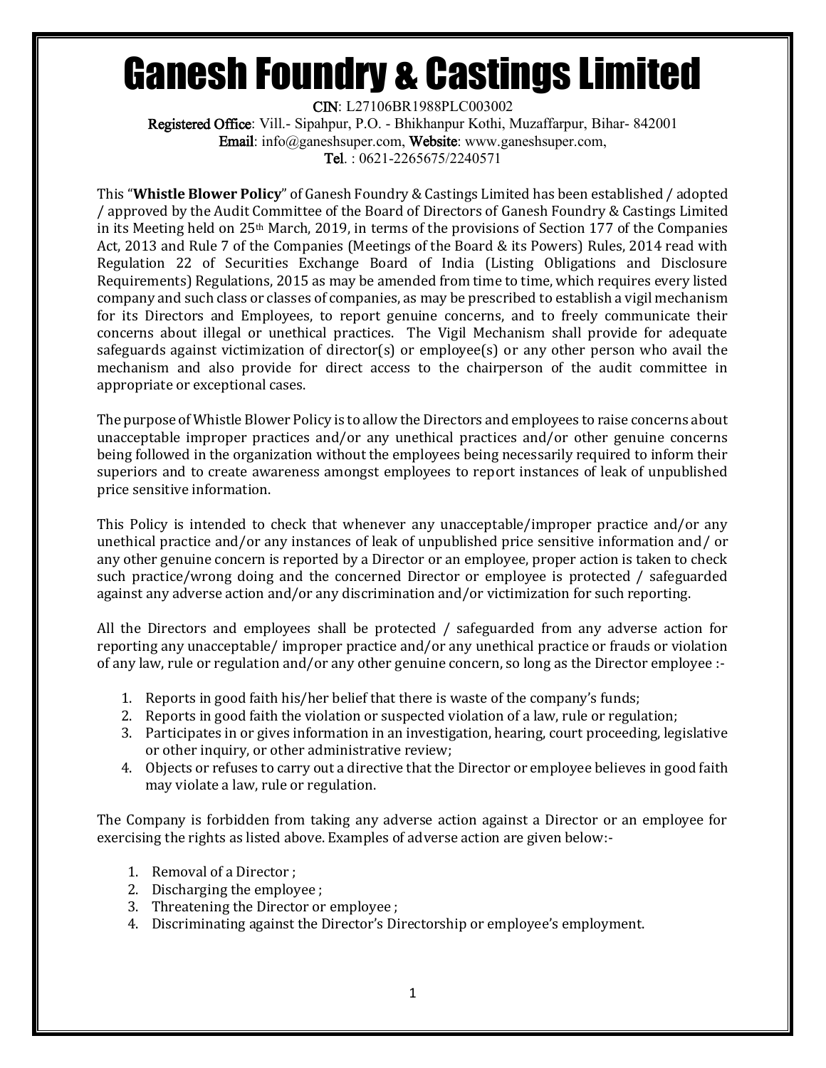# Ganesh Foundry & Castings Limited

**CIN**: L27106BR1988PLC003002
**Registered Office**: Vill.- Sipahpur, P.O. - Bhikhanpur Kothi, Muzaffarpur, Bihar- 842001
**Email**: info@ganeshsuper.com, **Website**: www.ganeshsuper.com,
**Tel**. : 0621-2265675/2240571

This "**Whistle Blower Policy**" of Ganesh Foundry & Castings Limited has been established / adopted / approved by the Audit Committee of the Board of Directors of Ganesh Foundry & Castings Limited in its Meeting held on 25th March, 2019, in terms of the provisions of Section 177 of the Companies Act, 2013 and Rule 7 of the Companies (Meetings of the Board & its Powers) Rules, 2014 read with Regulation 22 of Securities Exchange Board of India (Listing Obligations and Disclosure Requirements) Regulations, 2015 as may be amended from time to time, which requires every listed company and such class or classes of companies, as may be prescribed to establish a vigil mechanism for its Directors and Employees, to report genuine concerns, and to freely communicate their concerns about illegal or unethical practices. The Vigil Mechanism shall provide for adequate safeguards against victimization of director(s) or employee(s) or any other person who avail the mechanism and also provide for direct access to the chairperson of the audit committee in appropriate or exceptional cases.

The purpose of Whistle Blower Policy is to allow the Directors and employees to raise concerns about unacceptable improper practices and/or any unethical practices and/or other genuine concerns being followed in the organization without the employees being necessarily required to inform their superiors and to create awareness amongst employees to report instances of leak of unpublished price sensitive information.

This Policy is intended to check that whenever any unacceptable/improper practice and/or any unethical practice and/or any instances of leak of unpublished price sensitive information and/ or any other genuine concern is reported by a Director or an employee, proper action is taken to check such practice/wrong doing and the concerned Director or employee is protected / safeguarded against any adverse action and/or any discrimination and/or victimization for such reporting.

All the Directors and employees shall be protected / safeguarded from any adverse action for reporting any unacceptable/ improper practice and/or any unethical practice or frauds or violation of any law, rule or regulation and/or any other genuine concern, so long as the Director employee :-

1. Reports in good faith his/her belief that there is waste of the company's funds;
2. Reports in good faith the violation or suspected violation of a law, rule or regulation;
3. Participates in or gives information in an investigation, hearing, court proceeding, legislative or other inquiry, or other administrative review;
4. Objects or refuses to carry out a directive that the Director or employee believes in good faith may violate a law, rule or regulation.

The Company is forbidden from taking any adverse action against a Director or an employee for exercising the rights as listed above. Examples of adverse action are given below:-

1. Removal of a Director ;
2. Discharging the employee ;
3. Threatening the Director or employee ;
4. Discriminating against the Director's Directorship or employee's employment.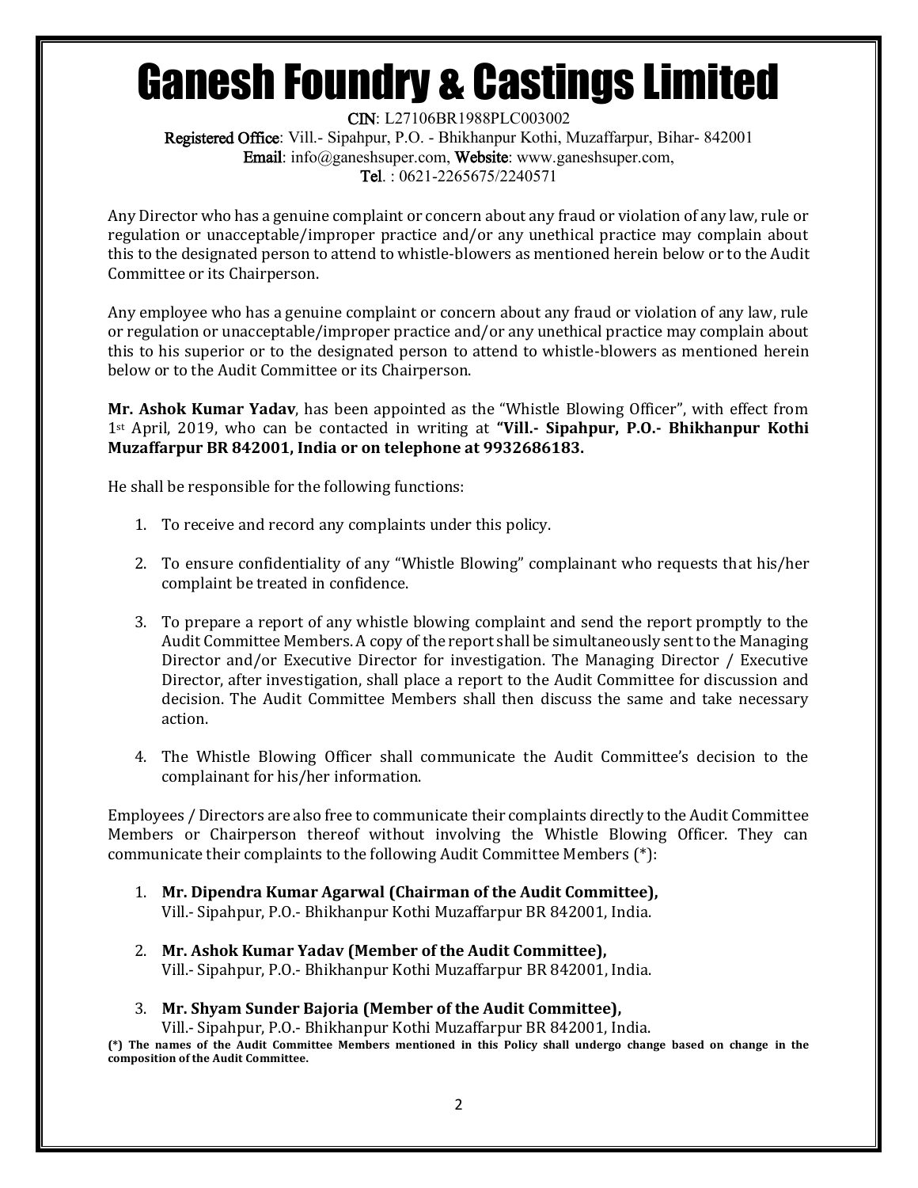# Ganesh Foundry & Castings Limited

**CIN**: L27106BR1988PLC003002
**Registered Office**: Vill.- Sipahpur, P.O. - Bhikhanpur Kothi, Muzaffarpur, Bihar- 842001
**Email**: info@ganeshsuper.com, **Website**: www.ganeshsuper.com,
**Tel**. : 0621-2265675/2240571

Any Director who has a genuine complaint or concern about any fraud or violation of any law, rule or regulation or unacceptable/improper practice and/or any unethical practice may complain about this to the designated person to attend to whistle-blowers as mentioned herein below or to the Audit Committee or its Chairperson.

Any employee who has a genuine complaint or concern about any fraud or violation of any law, rule or regulation or unacceptable/improper practice and/or any unethical practice may complain about this to his superior or to the designated person to attend to whistle-blowers as mentioned herein below or to the Audit Committee or its Chairperson.

**Mr. Ashok Kumar Yadav**, has been appointed as the "Whistle Blowing Officer", with effect from 1st April, 2019, who can be contacted in writing at **"Vill.- Sipahpur, P.O.- Bhikhanpur Kothi Muzaffarpur BR 842001, India or on telephone at 9932686183.**

He shall be responsible for the following functions:

1. To receive and record any complaints under this policy.

2. To ensure confidentiality of any "Whistle Blowing" complainant who requests that his/her complaint be treated in confidence.

3. To prepare a report of any whistle blowing complaint and send the report promptly to the Audit Committee Members. A copy of the report shall be simultaneously sent to the Managing Director and/or Executive Director for investigation. The Managing Director / Executive Director, after investigation, shall place a report to the Audit Committee for discussion and decision. The Audit Committee Members shall then discuss the same and take necessary action.

4. The Whistle Blowing Officer shall communicate the Audit Committee's decision to the complainant for his/her information.

Employees / Directors are also free to communicate their complaints directly to the Audit Committee Members or Chairperson thereof without involving the Whistle Blowing Officer. They can communicate their complaints to the following Audit Committee Members (*):

1. **Mr. Dipendra Kumar Agarwal (Chairman of the Audit Committee),**
   Vill.- Sipahpur, P.O.- Bhikhanpur Kothi Muzaffarpur BR 842001, India.

2. **Mr. Ashok Kumar Yadav (Member of the Audit Committee),**
   Vill.- Sipahpur, P.O.- Bhikhanpur Kothi Muzaffarpur BR 842001, India.

3. **Mr. Shyam Sunder Bajoria (Member of the Audit Committee),**
   Vill.- Sipahpur, P.O.- Bhikhanpur Kothi Muzaffarpur BR 842001, India.

**(*) The names of the Audit Committee Members mentioned in this Policy shall undergo change based on change in the composition of the Audit Committee.**